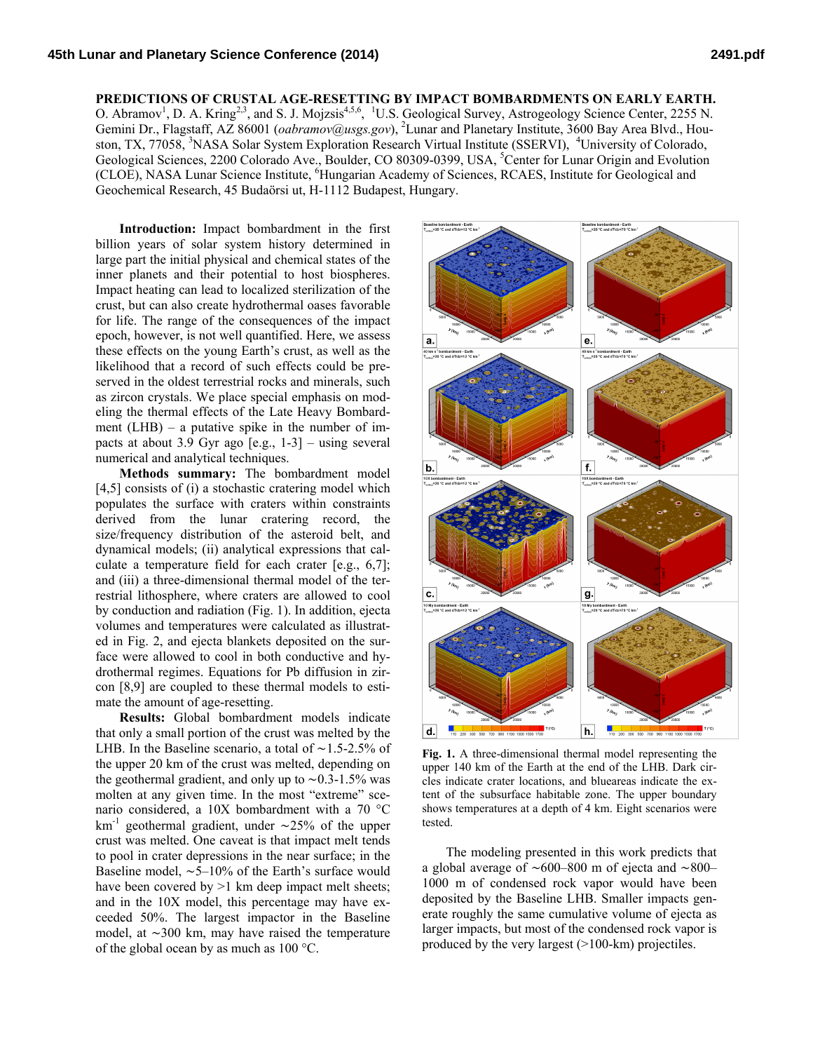# PREDICTIONS OF CRUSTAL AGE-RESETTING BY IMPACT BOMBARDMENTS ON EARLY EARTH.

O. Abramov[1], D. A. Kring[2,3], and S. J. Mojzsis[4,5,6], [1]U.S. Geological Survey, Astrogeology Science Center, 2255 N. Gemini Dr., Flagstaff, AZ 86001 (*oabramov@usgs.gov*), [2]Lunar and Planetary Institute, 3600 Bay Area Blvd., Houston, TX, 77058, [3]NASA Solar System Exploration Research Virtual Institute (SSERVI), [4]University of Colorado, Geological Sciences, 2200 Colorado Ave., Boulder, CO 80309-0399, USA, [5]Center for Lunar Origin and Evolution (CLOE), NASA Lunar Science Institute, [6]Hungarian Academy of Sciences, RCAES, Institute for Geological and Geochemical Research, 45 Budaörsi ut, H-1112 Budapest, Hungary.

**Introduction:** Impact bombardment in the first billion years of solar system history determined in large part the initial physical and chemical states of the inner planets and their potential to host biospheres. Impact heating can lead to localized sterilization of the crust, but can also create hydrothermal oases favorable for life. The range of the consequences of the impact epoch, however, is not well quantified. Here, we assess these effects on the young Earth's crust, as well as the likelihood that a record of such effects could be preserved in the oldest terrestrial rocks and minerals, such as zircon crystals. We place special emphasis on modeling the thermal effects of the Late Heavy Bombardment (LHB) – a putative spike in the number of impacts at about 3.9 Gyr ago [e.g., 1-3] – using several numerical and analytical techniques.

**Methods summary:** The bombardment model [4,5] consists of (i) a stochastic cratering model which populates the surface with craters within constraints derived from the lunar cratering record, the size/frequency distribution of the asteroid belt, and dynamical models; (ii) analytical expressions that calculate a temperature field for each crater [e.g., 6,7]; and (iii) a three-dimensional thermal model of the terrestrial lithosphere, where craters are allowed to cool by conduction and radiation (Fig. 1). In addition, ejecta volumes and temperatures were calculated as illustrated in Fig. 2, and ejecta blankets deposited on the surface were allowed to cool in both conductive and hydrothermal regimes. Equations for Pb diffusion in zircon [8,9] are coupled to these thermal models to estimate the amount of age-resetting.

**Results:** Global bombardment models indicate that only a small portion of the crust was melted by the LHB. In the Baseline scenario, a total of ~1.5-2.5% of the upper 20 km of the crust was melted, depending on the geothermal gradient, and only up to ~0.3-1.5% was molten at any given time. In the most "extreme" scenario considered, a 10X bombardment with a 70 °C km$^{-1}$ geothermal gradient, under ~25% of the upper crust was melted. One caveat is that impact melt tends to pool in crater depressions in the near surface; in the Baseline model, ~5–10% of the Earth's surface would have been covered by >1 km deep impact melt sheets; and in the 10X model, this percentage may have exceeded 50%. The largest impactor in the Baseline model, at ~300 km, may have raised the temperature of the global ocean by as much as 100 °C.

a. Baseline bombardment - Earth
e. Baseline bombardment - Earth
b. 40 km s$^{-1}$ bombardment - Earth
f. 40 km s$^{-1}$ bombardment - Earth
c. 10X bombardment - Earth
g. 10X bombardment - Earth
d. 10 My bombardment - Earth
h. 10 My bombardment - Earth
T (°C)
110 200 300 500 700 900 1100 1300 1500 1700

**Fig. 1.** A three-dimensional thermal model representing the upper 140 km of the Earth at the end of the LHB. Dark circles indicate crater locations, and blueareas indicate the extent of the subsurface habitable zone. The upper boundary shows temperatures at a depth of 4 km. Eight scenarios were tested.

The modeling presented in this work predicts that a global average of ~600–800 m of ejecta and ~800–1000 m of condensed rock vapor would have been deposited by the Baseline LHB. Smaller impacts generate roughly the same cumulative volume of ejecta as larger impacts, but most of the condensed rock vapor is produced by the very largest (>100-km) projectiles.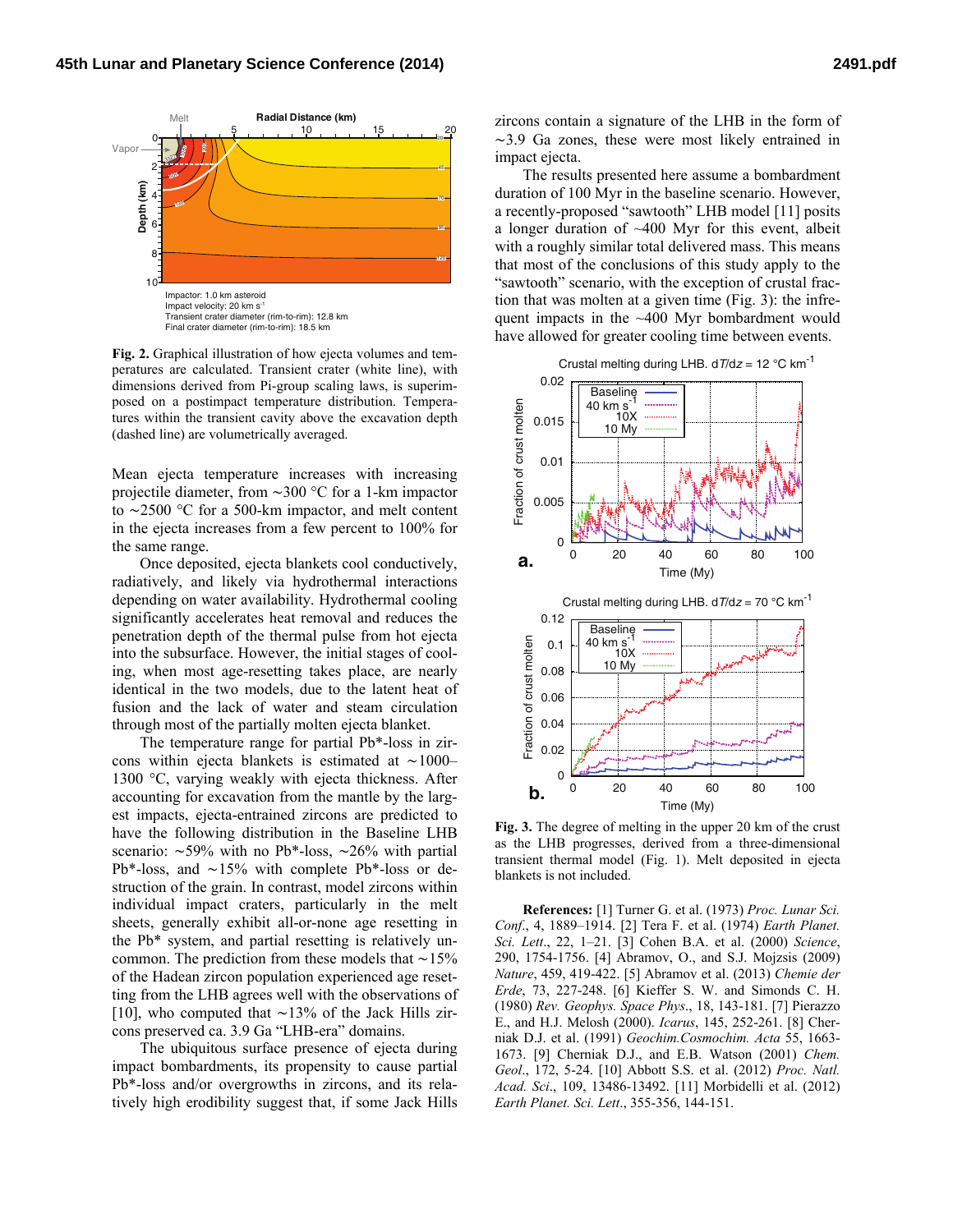Melt

Radial Distance (km)

0 5 10 15 20

Vapor

Depth (km)

0 2 4 6 8 10

Impactor: 1.0 km asteroid
Impact velocity: 20 km s$^{-1}$
Transient crater diameter (rim-to-rim): 12.8 km
Final crater diameter (rim-to-rim): 18.5 km

**Fig. 2.** Graphical illustration of how ejecta volumes and temperatures are calculated. Transient crater (white line), with dimensions derived from Pi-group scaling laws, is superimposed on a postimpact temperature distribution. Temperatures within the transient cavity above the excavation depth (dashed line) are volumetrically averaged.

Mean ejecta temperature increases with increasing projectile diameter, from ~300 °C for a 1-km impactor to ~2500 °C for a 500-km impactor, and melt content in the ejecta increases from a few percent to 100% for the same range.

Once deposited, ejecta blankets cool conductively, radiatively, and likely via hydrothermal interactions depending on water availability. Hydrothermal cooling significantly accelerates heat removal and reduces the penetration depth of the thermal pulse from hot ejecta into the subsurface. However, the initial stages of cooling, when most age-resetting takes place, are nearly identical in the two models, due to the latent heat of fusion and the lack of water and steam circulation through most of the partially molten ejecta blanket.

The temperature range for partial Pb*-loss in zircons within ejecta blankets is estimated at ~1000–1300 °C, varying weakly with ejecta thickness. After accounting for excavation from the mantle by the largest impacts, ejecta-entrained zircons are predicted to have the following distribution in the Baseline LHB scenario: ~59% with no Pb*-loss, ~26% with partial Pb*-loss, and ~15% with complete Pb*-loss or destruction of the grain. In contrast, model zircons within individual impact craters, particularly in the melt sheets, generally exhibit all-or-none age resetting in the Pb* system, and partial resetting is relatively uncommon. The prediction from these models that ~15% of the Hadean zircon population experienced age resetting from the LHB agrees well with the observations of [10], who computed that ~13% of the Jack Hills zircons preserved ca. 3.9 Ga "LHB-era" domains.

The ubiquitous surface presence of ejecta during impact bombardments, its propensity to cause partial Pb*-loss and/or overgrowths in zircons, and its relatively high erodibility suggest that, if some Jack Hills zircons contain a signature of the LHB in the form of ~3.9 Ga zones, these were most likely entrained in impact ejecta.

The results presented here assume a bombardment duration of 100 Myr in the baseline scenario. However, a recently-proposed "sawtooth" LHB model [11] posits a longer duration of ~400 Myr for this event, albeit with a roughly similar total delivered mass. This means that most of the conclusions of this study apply to the "sawtooth" scenario, with the exception of crustal fraction that was molten at a given time (Fig. 3): the infrequent impacts in the ~400 Myr bombardment would have allowed for greater cooling time between events.

a. Crustal melting during LHB. d$T$/d$z$ = 12 °C km$^{-1}$

Fraction of crust molten

0 0.005 0.01 0.015 0.02

Time (My)

0 20 40 60 80 100

Baseline
40 km s$^{-1}$
10X
10 My

b. Crustal melting during LHB. d$T$/d$z$ = 70 °C km$^{-1}$

Fraction of crust molten

0 0.02 0.04 0.06 0.08 0.1 0.12

Time (My)

0 20 40 60 80 100

Baseline
40 km s$^{-1}$
10X
10 My

**Fig. 3.** The degree of melting in the upper 20 km of the crust as the LHB progresses, derived from a three-dimensional transient thermal model (Fig. 1). Melt deposited in ejecta blankets is not included.

**References:** [1] Turner G. et al. (1973) *Proc. Lunar Sci. Conf.*, 4, 1889–1914. [2] Tera F. et al. (1974) *Earth Planet. Sci. Lett.*, 22, 1–21. [3] Cohen B.A. et al. (2000) *Science*, 290, 1754-1756. [4] Abramov, O., and S.J. Mojzsis (2009) *Nature*, 459, 419-422. [5] Abramov et al. (2013) *Chemie der Erde*, 73, 227-248. [6] Kieffer S. W. and Simonds C. H. (1980) *Rev. Geophys. Space Phys*., 18, 143-181. [7] Pierazzo E., and H.J. Melosh (2000). *Icarus*, 145, 252-261. [8] Cherniak D.J. et al. (1991) *Geochim.Cosmochim. Acta* 55, 1663-1673. [9] Cherniak D.J., and E.B. Watson (2001) *Chem. Geol*., 172, 5-24. [10] Abbott S.S. et al. (2012) *Proc. Natl. Acad. Sci*., 109, 13486-13492. [11] Morbidelli et al. (2012) *Earth Planet. Sci. Lett*., 355-356, 144-151.